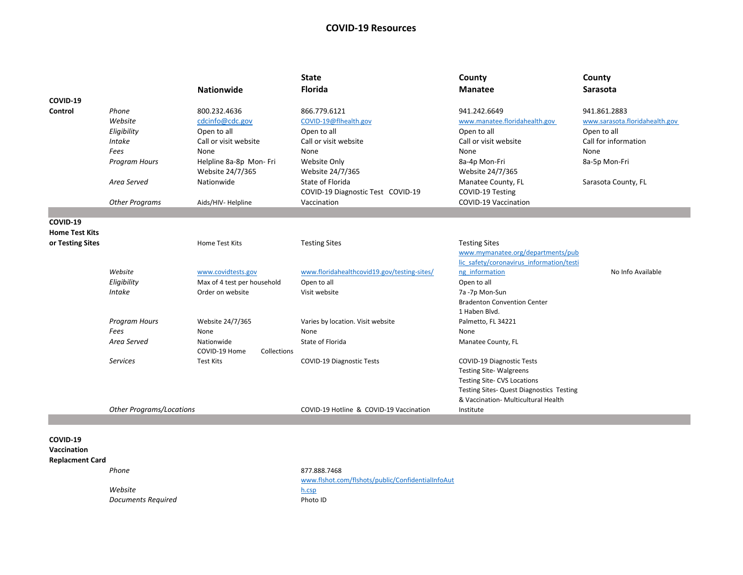# COVID-19 Resources

| | | Nationwide | State<br>Florida | County<br>Manatee | County<br>Sarasota |
|---|---|---|---|---|---|
| **COVID-19 Control** | *Phone* | 800.232.4636 | 866.779.6121 | 941.242.6649 | 941.861.2883 |
| | *Website* | cdcinfo@cdc.gov | COVID-19@flhealth.gov | www.manatee.floridahealth.gov | www.sarasota.floridahealth.gov |
| | *Eligibility* | Open to all | Open to all | Open to all | Open to all |
| | *Intake* | Call or visit website | Call or visit website | Call or visit website | Call for information |
| | *Fees* | None | None | None | None |
| | *Program Hours* | Helpline 8a-8p Mon- Fri<br>Website 24/7/365 | Website Only<br>Website 24/7/365 | 8a-4p Mon-Fri<br>Website 24/7/365 | 8a-5p Mon-Fri |
| | *Area Served* | Nationwide | State of Florida | Manatee County, FL | Sarasota County, FL |
| | *Other Programs* | Aids/HIV- Helpline | COVID-19 Diagnostic Test COVID-19 Vaccination | COVID-19 Testing<br>COVID-19 Vaccination | |
| **COVID-19 Home Test Kits or Testing Sites** | | Home Test Kits | Testing Sites | Testing Sites | |
| | *Website* | www.covidtests.gov | www.floridahealthcovid19.gov/testing-sites/ | www.mymanatee.org/departments/public_safety/coronavirus_information/testing_information | No Info Available |
| | *Eligibility* | Max of 4 test per household | Open to all | Open to all | |
| | *Intake* | Order on website | Visit website | 7a -7p Mon-Sun<br>Bradenton Convention Center<br>1 Haben Blvd.<br>Palmetto, FL 34221 | |
| | *Program Hours* | Website 24/7/365 | Varies by location. Visit website | | |
| | *Fees* | None | None | None | |
| | *Area Served* | Nationwide | State of Florida | Manatee County, FL | |
| | *Services* | COVID-19 Home Collections Test Kits | COVID-19 Diagnostic Tests | COVID-19 Diagnostic Tests<br>Testing Site- Walgreens<br>Testing Site- CVS Locations<br>Testing Sites- Quest Diagnostics Testing & Vaccination- Multicultural Health Institute | |
| | *Other Programs/Locations* | | COVID-19 Hotline & COVID-19 Vaccination | | |
| **COVID-19 Vaccination Replacment Card** | *Phone* | | 877.888.7468 | | |
| | *Website* | | www.flshot.com/flshots/public/ConfidentialInfoAuth.csp | | |
| | *Documents Required* | | Photo ID | | |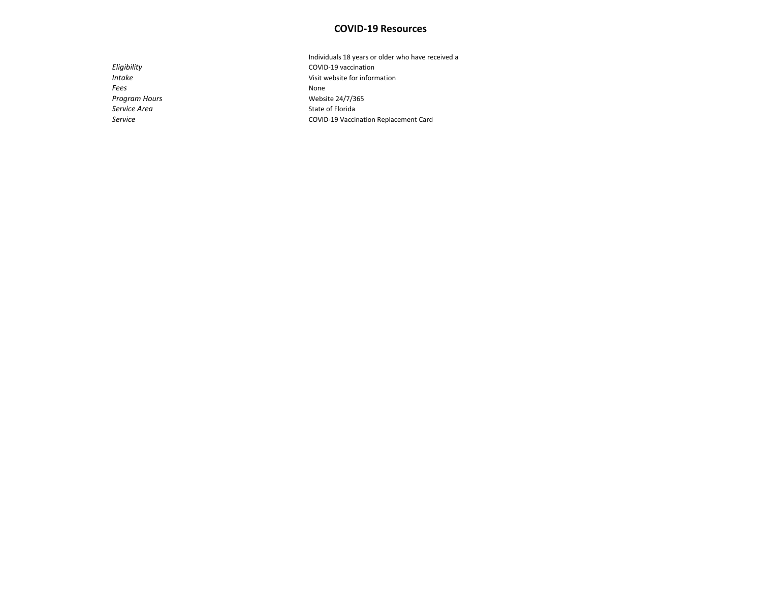## COVID-19 Resources

| | |
|---|---|
| *Eligibility* | Individuals 18 years or older who have received a COVID-19 vaccination |
| *Intake* | Visit website for information |
| *Fees* | None |
| *Program Hours* | Website 24/7/365 |
| *Service Area* | State of Florida |
| *Service* | COVID-19 Vaccination Replacement Card |